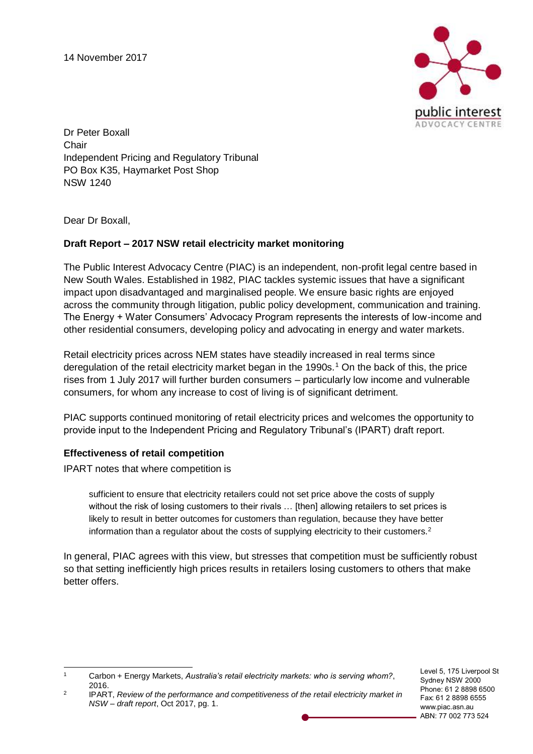14 November 2017

Dr Peter Boxall
Chair
Independent Pricing and Regulatory Tribunal
PO Box K35, Haymarket Post Shop
NSW 1240

Dear Dr Boxall,

**Draft Report – 2017 NSW retail electricity market monitoring**

The Public Interest Advocacy Centre (PIAC) is an independent, non-profit legal centre based in New South Wales. Established in 1982, PIAC tackles systemic issues that have a significant impact upon disadvantaged and marginalised people. We ensure basic rights are enjoyed across the community through litigation, public policy development, communication and training. The Energy + Water Consumers' Advocacy Program represents the interests of low-income and other residential consumers, developing policy and advocating in energy and water markets.

Retail electricity prices across NEM states have steadily increased in real terms since deregulation of the retail electricity market began in the 1990s.[1] On the back of this, the price rises from 1 July 2017 will further burden consumers – particularly low income and vulnerable consumers, for whom any increase to cost of living is of significant detriment.

PIAC supports continued monitoring of retail electricity prices and welcomes the opportunity to provide input to the Independent Pricing and Regulatory Tribunal's (IPART) draft report.

**Effectiveness of retail competition**

IPART notes that where competition is

> sufficient to ensure that electricity retailers could not set price above the costs of supply without the risk of losing customers to their rivals … [then] allowing retailers to set prices is likely to result in better outcomes for customers than regulation, because they have better information than a regulator about the costs of supplying electricity to their customers.[2]

In general, PIAC agrees with this view, but stresses that competition must be sufficiently robust so that setting inefficiently high prices results in retailers losing customers to others that make better offers.

---

[1] Carbon + Energy Markets, *Australia's retail electricity markets: who is serving whom?*, 2016.

[2] IPART, *Review of the performance and competitiveness of the retail electricity market in NSW – draft report*, Oct 2017, pg. 1.

Level 5, 175 Liverpool St
Sydney NSW 2000
Phone: 61 2 8898 6500
Fax: 61 2 8898 6555
www.piac.asn.au
ABN: 77 002 773 524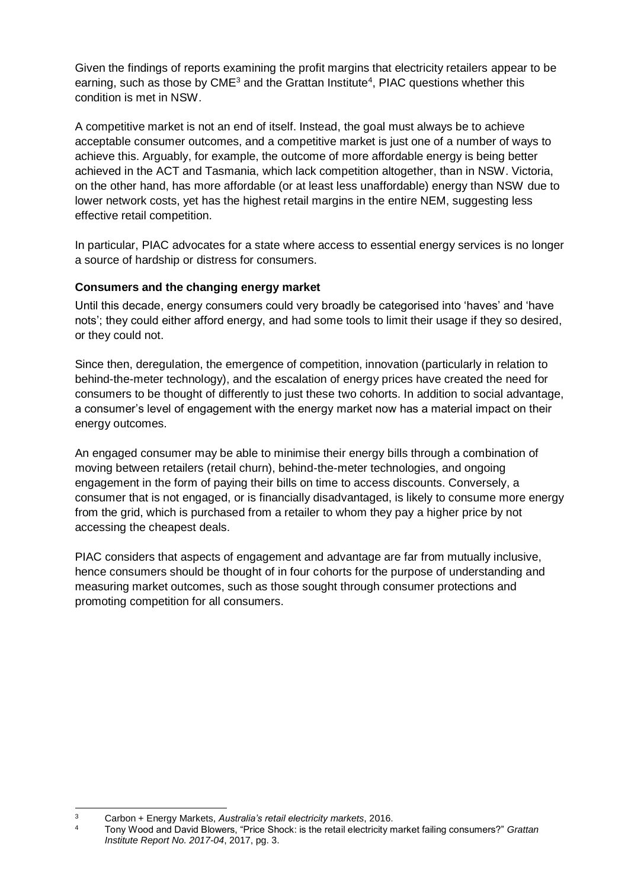Given the findings of reports examining the profit margins that electricity retailers appear to be earning, such as those by CME[3] and the Grattan Institute[4], PIAC questions whether this condition is met in NSW.

A competitive market is not an end of itself. Instead, the goal must always be to achieve acceptable consumer outcomes, and a competitive market is just one of a number of ways to achieve this. Arguably, for example, the outcome of more affordable energy is being better achieved in the ACT and Tasmania, which lack competition altogether, than in NSW. Victoria, on the other hand, has more affordable (or at least less unaffordable) energy than NSW due to lower network costs, yet has the highest retail margins in the entire NEM, suggesting less effective retail competition.

In particular, PIAC advocates for a state where access to essential energy services is no longer a source of hardship or distress for consumers.

**Consumers and the changing energy market**

Until this decade, energy consumers could very broadly be categorised into 'haves' and 'have nots'; they could either afford energy, and had some tools to limit their usage if they so desired, or they could not.

Since then, deregulation, the emergence of competition, innovation (particularly in relation to behind-the-meter technology), and the escalation of energy prices have created the need for consumers to be thought of differently to just these two cohorts. In addition to social advantage, a consumer's level of engagement with the energy market now has a material impact on their energy outcomes.

An engaged consumer may be able to minimise their energy bills through a combination of moving between retailers (retail churn), behind-the-meter technologies, and ongoing engagement in the form of paying their bills on time to access discounts. Conversely, a consumer that is not engaged, or is financially disadvantaged, is likely to consume more energy from the grid, which is purchased from a retailer to whom they pay a higher price by not accessing the cheapest deals.

PIAC considers that aspects of engagement and advantage are far from mutually inclusive, hence consumers should be thought of in four cohorts for the purpose of understanding and measuring market outcomes, such as those sought through consumer protections and promoting competition for all consumers.

---

[3] Carbon + Energy Markets, *Australia's retail electricity markets*, 2016.

[4] Tony Wood and David Blowers, "Price Shock: is the retail electricity market failing consumers?" *Grattan Institute Report No. 2017-04*, 2017, pg. 3.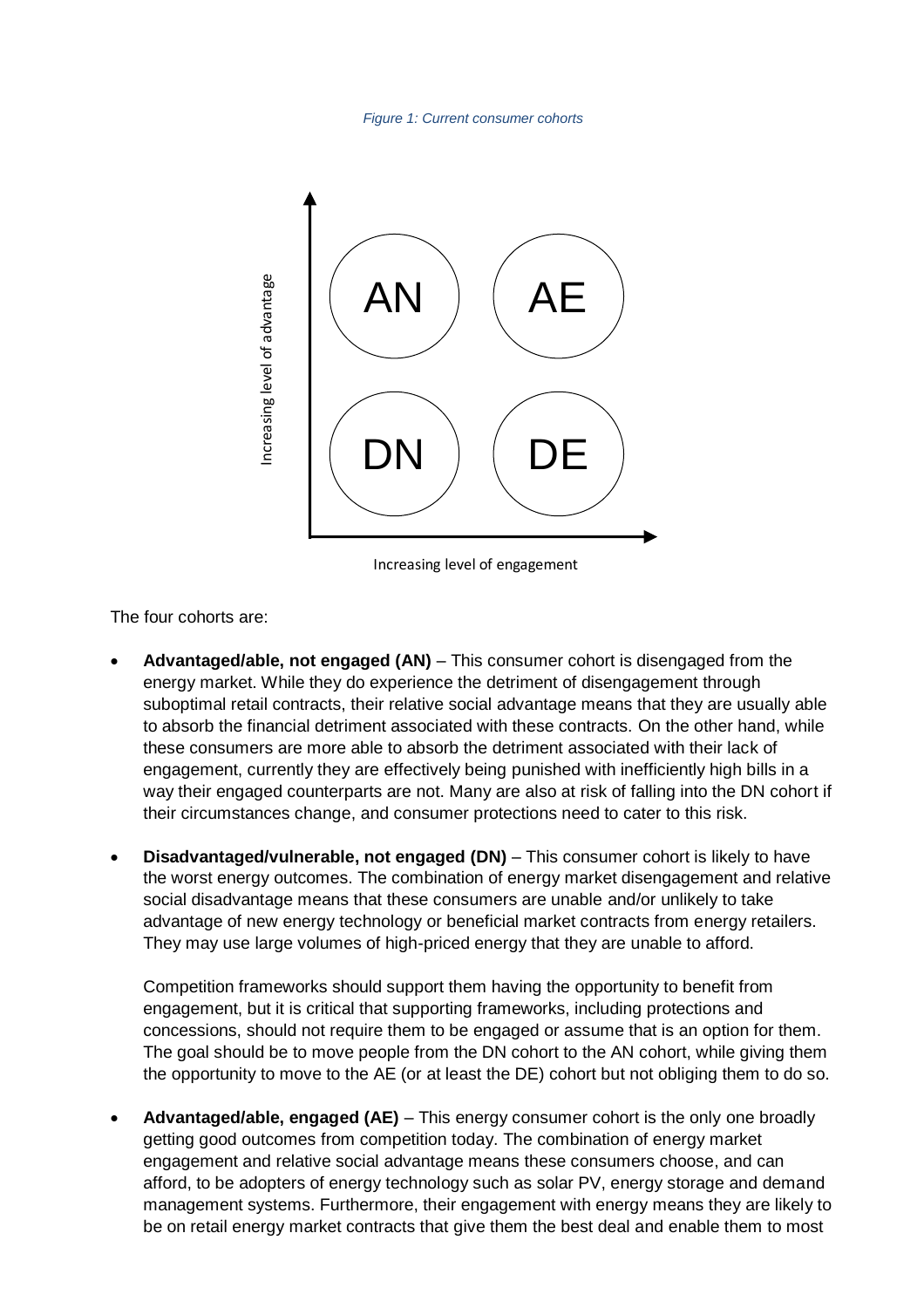*Figure 1: Current consumer cohorts*

The four cohorts are:

- **Advantaged/able, not engaged (AN)** – This consumer cohort is disengaged from the energy market. While they do experience the detriment of disengagement through suboptimal retail contracts, their relative social advantage means that they are usually able to absorb the financial detriment associated with these contracts. On the other hand, while these consumers are more able to absorb the detriment associated with their lack of engagement, currently they are effectively being punished with inefficiently high bills in a way their engaged counterparts are not. Many are also at risk of falling into the DN cohort if their circumstances change, and consumer protections need to cater to this risk.

- **Disadvantaged/vulnerable, not engaged (DN)** – This consumer cohort is likely to have the worst energy outcomes. The combination of energy market disengagement and relative social disadvantage means that these consumers are unable and/or unlikely to take advantage of new energy technology or beneficial market contracts from energy retailers. They may use large volumes of high-priced energy that they are unable to afford.

  Competition frameworks should support them having the opportunity to benefit from engagement, but it is critical that supporting frameworks, including protections and concessions, should not require them to be engaged or assume that is an option for them. The goal should be to move people from the DN cohort to the AN cohort, while giving them the opportunity to move to the AE (or at least the DE) cohort but not obliging them to do so.

- **Advantaged/able, engaged (AE)** – This energy consumer cohort is the only one broadly getting good outcomes from competition today. The combination of energy market engagement and relative social advantage means these consumers choose, and can afford, to be adopters of energy technology such as solar PV, energy storage and demand management systems. Furthermore, their engagement with energy means they are likely to be on retail energy market contracts that give them the best deal and enable them to most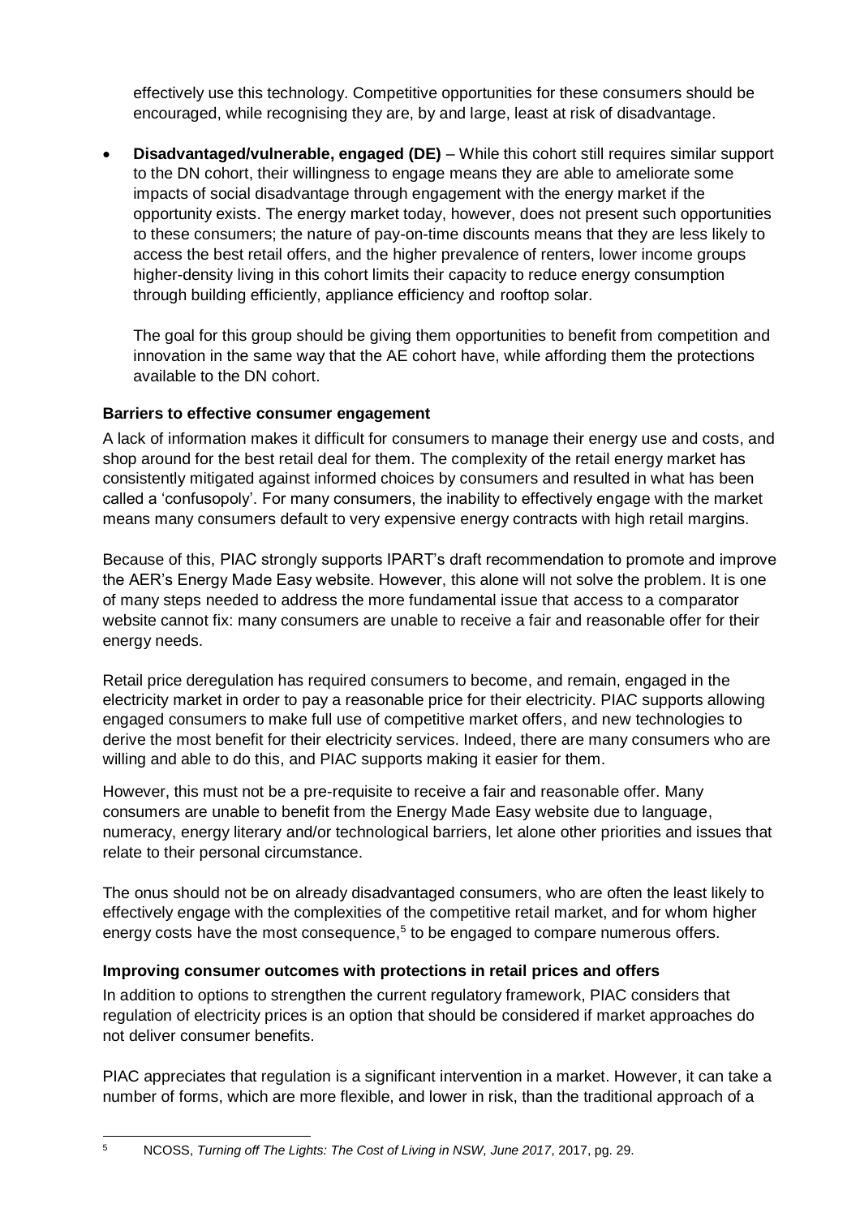effectively use this technology. Competitive opportunities for these consumers should be encouraged, while recognising they are, by and large, least at risk of disadvantage.

- **Disadvantaged/vulnerable, engaged (DE)** – While this cohort still requires similar support to the DN cohort, their willingness to engage means they are able to ameliorate some impacts of social disadvantage through engagement with the energy market if the opportunity exists. The energy market today, however, does not present such opportunities to these consumers; the nature of pay-on-time discounts means that they are less likely to access the best retail offers, and the higher prevalence of renters, lower income groups higher-density living in this cohort limits their capacity to reduce energy consumption through building efficiently, appliance efficiency and rooftop solar.

  The goal for this group should be giving them opportunities to benefit from competition and innovation in the same way that the AE cohort have, while affording them the protections available to the DN cohort.

### Barriers to effective consumer engagement

A lack of information makes it difficult for consumers to manage their energy use and costs, and shop around for the best retail deal for them. The complexity of the retail energy market has consistently mitigated against informed choices by consumers and resulted in what has been called a 'confusopoly'. For many consumers, the inability to effectively engage with the market means many consumers default to very expensive energy contracts with high retail margins.

Because of this, PIAC strongly supports IPART's draft recommendation to promote and improve the AER's Energy Made Easy website. However, this alone will not solve the problem. It is one of many steps needed to address the more fundamental issue that access to a comparator website cannot fix: many consumers are unable to receive a fair and reasonable offer for their energy needs.

Retail price deregulation has required consumers to become, and remain, engaged in the electricity market in order to pay a reasonable price for their electricity. PIAC supports allowing engaged consumers to make full use of competitive market offers, and new technologies to derive the most benefit for their electricity services. Indeed, there are many consumers who are willing and able to do this, and PIAC supports making it easier for them.

However, this must not be a pre-requisite to receive a fair and reasonable offer. Many consumers are unable to benefit from the Energy Made Easy website due to language, numeracy, energy literary and/or technological barriers, let alone other priorities and issues that relate to their personal circumstance.

The onus should not be on already disadvantaged consumers, who are often the least likely to effectively engage with the complexities of the competitive retail market, and for whom higher energy costs have the most consequence,[5] to be engaged to compare numerous offers.

### Improving consumer outcomes with protections in retail prices and offers

In addition to options to strengthen the current regulatory framework, PIAC considers that regulation of electricity prices is an option that should be considered if market approaches do not deliver consumer benefits.

PIAC appreciates that regulation is a significant intervention in a market. However, it can take a number of forms, which are more flexible, and lower in risk, than the traditional approach of a

[5] NCOSS, *Turning off The Lights: The Cost of Living in NSW, June 2017*, 2017, pg. 29.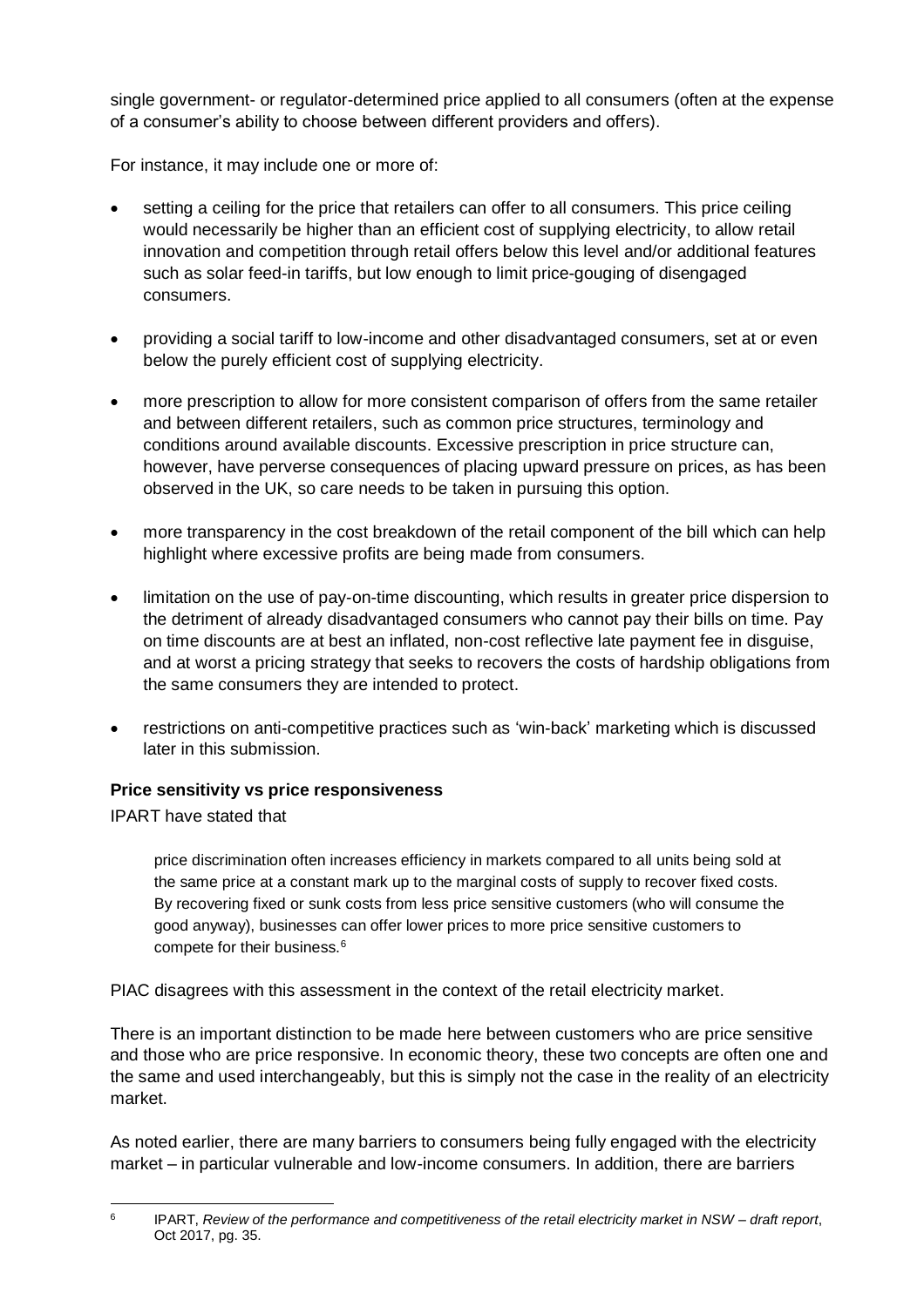single government- or regulator-determined price applied to all consumers (often at the expense of a consumer's ability to choose between different providers and offers).

For instance, it may include one or more of:

- setting a ceiling for the price that retailers can offer to all consumers. This price ceiling would necessarily be higher than an efficient cost of supplying electricity, to allow retail innovation and competition through retail offers below this level and/or additional features such as solar feed-in tariffs, but low enough to limit price-gouging of disengaged consumers.
- providing a social tariff to low-income and other disadvantaged consumers, set at or even below the purely efficient cost of supplying electricity.
- more prescription to allow for more consistent comparison of offers from the same retailer and between different retailers, such as common price structures, terminology and conditions around available discounts. Excessive prescription in price structure can, however, have perverse consequences of placing upward pressure on prices, as has been observed in the UK, so care needs to be taken in pursuing this option.
- more transparency in the cost breakdown of the retail component of the bill which can help highlight where excessive profits are being made from consumers.
- limitation on the use of pay-on-time discounting, which results in greater price dispersion to the detriment of already disadvantaged consumers who cannot pay their bills on time. Pay on time discounts are at best an inflated, non-cost reflective late payment fee in disguise, and at worst a pricing strategy that seeks to recovers the costs of hardship obligations from the same consumers they are intended to protect.
- restrictions on anti-competitive practices such as 'win-back' marketing which is discussed later in this submission.

### Price sensitivity vs price responsiveness

IPART have stated that

> price discrimination often increases efficiency in markets compared to all units being sold at the same price at a constant mark up to the marginal costs of supply to recover fixed costs. By recovering fixed or sunk costs from less price sensitive customers (who will consume the good anyway), businesses can offer lower prices to more price sensitive customers to compete for their business.[6]

PIAC disagrees with this assessment in the context of the retail electricity market.

There is an important distinction to be made here between customers who are price sensitive and those who are price responsive. In economic theory, these two concepts are often one and the same and used interchangeably, but this is simply not the case in the reality of an electricity market.

As noted earlier, there are many barriers to consumers being fully engaged with the electricity market – in particular vulnerable and low-income consumers. In addition, there are barriers

[6] IPART, *Review of the performance and competitiveness of the retail electricity market in NSW – draft report*, Oct 2017, pg. 35.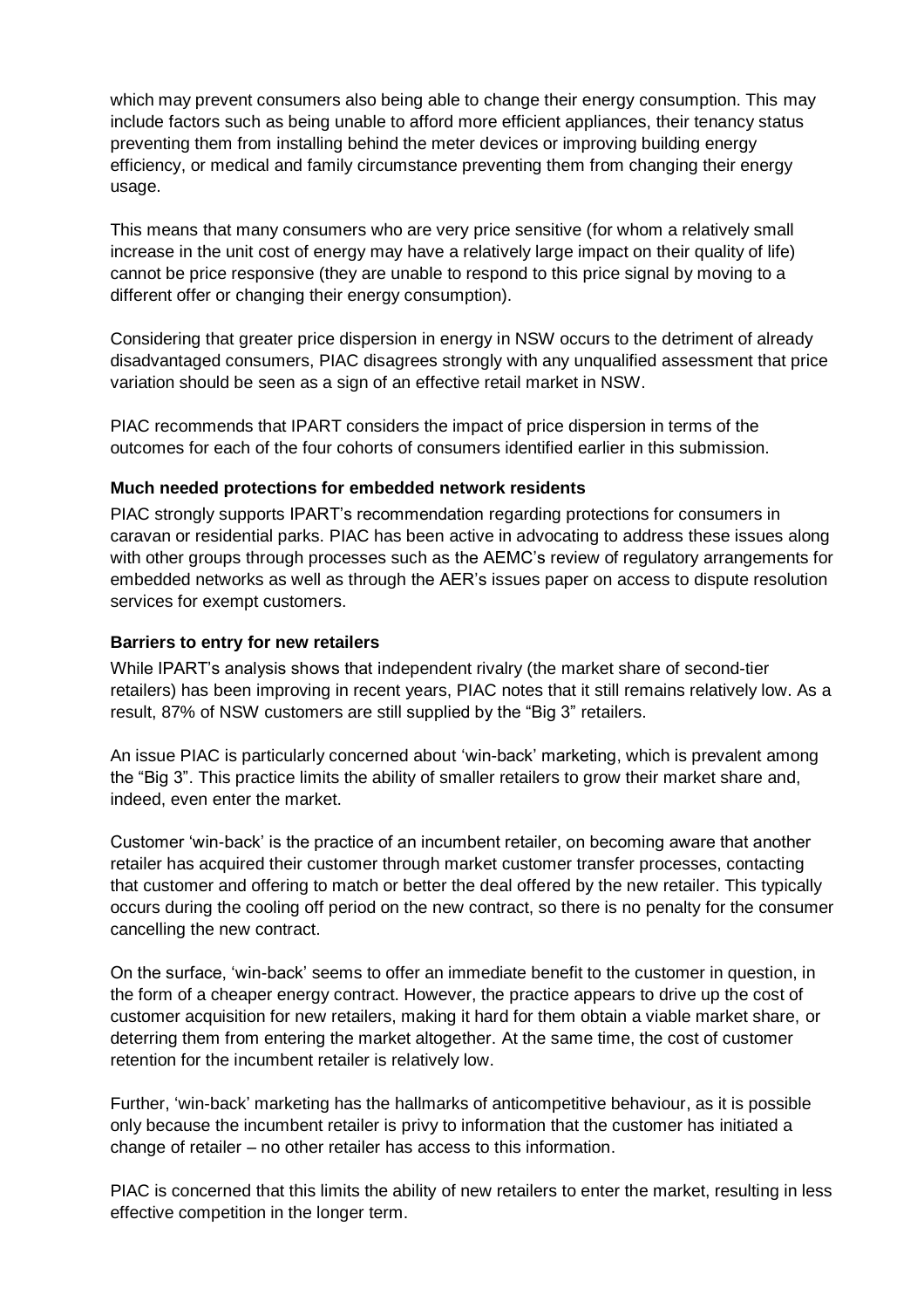which may prevent consumers also being able to change their energy consumption. This may include factors such as being unable to afford more efficient appliances, their tenancy status preventing them from installing behind the meter devices or improving building energy efficiency, or medical and family circumstance preventing them from changing their energy usage.

This means that many consumers who are very price sensitive (for whom a relatively small increase in the unit cost of energy may have a relatively large impact on their quality of life) cannot be price responsive (they are unable to respond to this price signal by moving to a different offer or changing their energy consumption).

Considering that greater price dispersion in energy in NSW occurs to the detriment of already disadvantaged consumers, PIAC disagrees strongly with any unqualified assessment that price variation should be seen as a sign of an effective retail market in NSW.

PIAC recommends that IPART considers the impact of price dispersion in terms of the outcomes for each of the four cohorts of consumers identified earlier in this submission.

**Much needed protections for embedded network residents**

PIAC strongly supports IPART's recommendation regarding protections for consumers in caravan or residential parks. PIAC has been active in advocating to address these issues along with other groups through processes such as the AEMC's review of regulatory arrangements for embedded networks as well as through the AER's issues paper on access to dispute resolution services for exempt customers.

**Barriers to entry for new retailers**

While IPART's analysis shows that independent rivalry (the market share of second-tier retailers) has been improving in recent years, PIAC notes that it still remains relatively low. As a result, 87% of NSW customers are still supplied by the "Big 3" retailers.

An issue PIAC is particularly concerned about 'win-back' marketing, which is prevalent among the "Big 3". This practice limits the ability of smaller retailers to grow their market share and, indeed, even enter the market.

Customer 'win-back' is the practice of an incumbent retailer, on becoming aware that another retailer has acquired their customer through market customer transfer processes, contacting that customer and offering to match or better the deal offered by the new retailer. This typically occurs during the cooling off period on the new contract, so there is no penalty for the consumer cancelling the new contract.

On the surface, 'win-back' seems to offer an immediate benefit to the customer in question, in the form of a cheaper energy contract. However, the practice appears to drive up the cost of customer acquisition for new retailers, making it hard for them obtain a viable market share, or deterring them from entering the market altogether. At the same time, the cost of customer retention for the incumbent retailer is relatively low.

Further, 'win-back' marketing has the hallmarks of anticompetitive behaviour, as it is possible only because the incumbent retailer is privy to information that the customer has initiated a change of retailer – no other retailer has access to this information.

PIAC is concerned that this limits the ability of new retailers to enter the market, resulting in less effective competition in the longer term.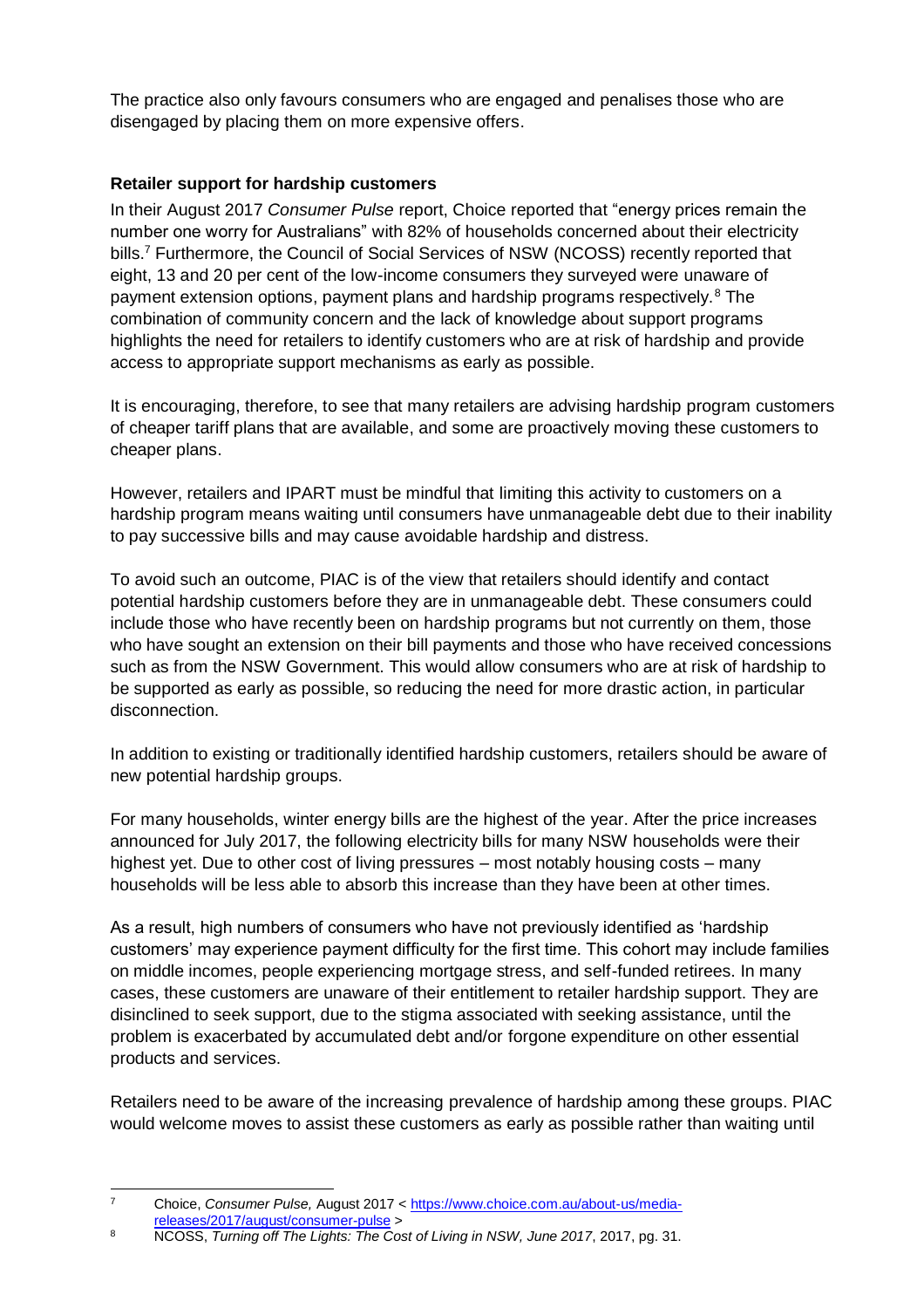The practice also only favours consumers who are engaged and penalises those who are disengaged by placing them on more expensive offers.

**Retailer support for hardship customers**

In their August 2017 *Consumer Pulse* report, Choice reported that "energy prices remain the number one worry for Australians" with 82% of households concerned about their electricity bills.[7] Furthermore, the Council of Social Services of NSW (NCOSS) recently reported that eight, 13 and 20 per cent of the low-income consumers they surveyed were unaware of payment extension options, payment plans and hardship programs respectively.[8] The combination of community concern and the lack of knowledge about support programs highlights the need for retailers to identify customers who are at risk of hardship and provide access to appropriate support mechanisms as early as possible.

It is encouraging, therefore, to see that many retailers are advising hardship program customers of cheaper tariff plans that are available, and some are proactively moving these customers to cheaper plans.

However, retailers and IPART must be mindful that limiting this activity to customers on a hardship program means waiting until consumers have unmanageable debt due to their inability to pay successive bills and may cause avoidable hardship and distress.

To avoid such an outcome, PIAC is of the view that retailers should identify and contact potential hardship customers before they are in unmanageable debt. These consumers could include those who have recently been on hardship programs but not currently on them, those who have sought an extension on their bill payments and those who have received concessions such as from the NSW Government. This would allow consumers who are at risk of hardship to be supported as early as possible, so reducing the need for more drastic action, in particular disconnection.

In addition to existing or traditionally identified hardship customers, retailers should be aware of new potential hardship groups.

For many households, winter energy bills are the highest of the year. After the price increases announced for July 2017, the following electricity bills for many NSW households were their highest yet. Due to other cost of living pressures – most notably housing costs – many households will be less able to absorb this increase than they have been at other times.

As a result, high numbers of consumers who have not previously identified as 'hardship customers' may experience payment difficulty for the first time. This cohort may include families on middle incomes, people experiencing mortgage stress, and self-funded retirees. In many cases, these customers are unaware of their entitlement to retailer hardship support. They are disinclined to seek support, due to the stigma associated with seeking assistance, until the problem is exacerbated by accumulated debt and/or forgone expenditure on other essential products and services.

Retailers need to be aware of the increasing prevalence of hardship among these groups. PIAC would welcome moves to assist these customers as early as possible rather than waiting until

---

[7] Choice, *Consumer Pulse,* August 2017 < https://www.choice.com.au/about-us/media-releases/2017/august/consumer-pulse >

[8] NCOSS, *Turning off The Lights: The Cost of Living in NSW, June 2017*, 2017, pg. 31.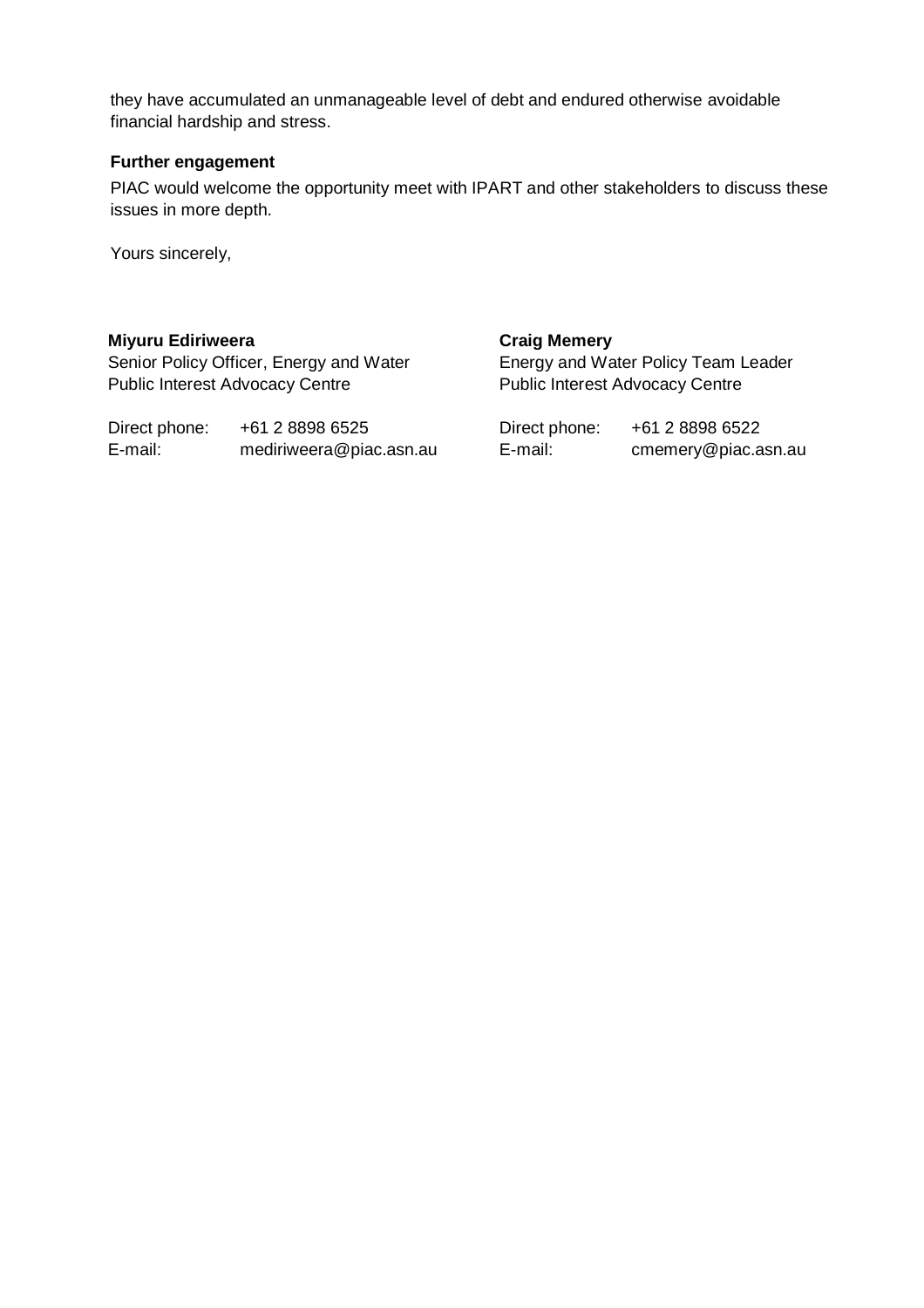they have accumulated an unmanageable level of debt and endured otherwise avoidable financial hardship and stress.

**Further engagement**

PIAC would welcome the opportunity meet with IPART and other stakeholders to discuss these issues in more depth.

Yours sincerely,

**Miyuru Ediriweera**
Senior Policy Officer, Energy and Water
Public Interest Advocacy Centre

Direct phone: +61 2 8898 6525
E-mail: mediriweera@piac.asn.au

**Craig Memery**
Energy and Water Policy Team Leader
Public Interest Advocacy Centre

Direct phone: +61 2 8898 6522
E-mail: cmemery@piac.asn.au